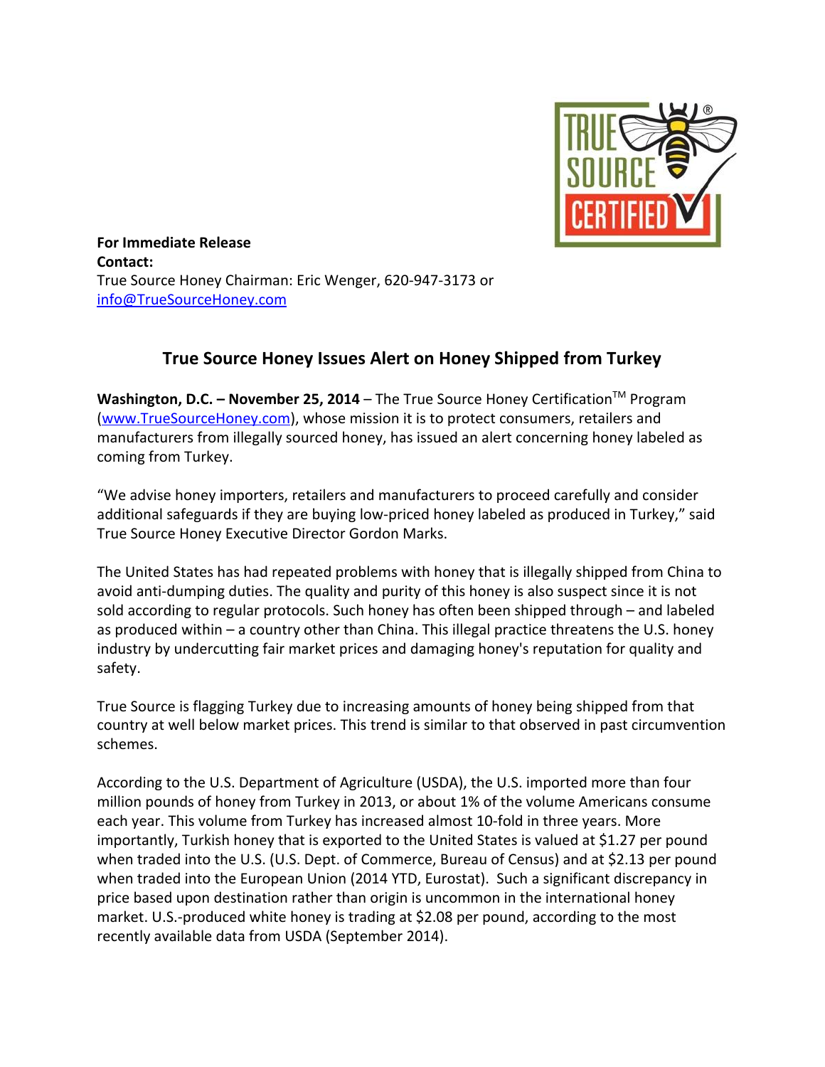**For Immediate Release**
**Contact:**
True Source Honey Chairman: Eric Wenger, 620-947-3173 or
info@TrueSourceHoney.com

## True Source Honey Issues Alert on Honey Shipped from Turkey

**Washington, D.C. – November 25, 2014** – The True Source Honey Certification™ Program (www.TrueSourceHoney.com), whose mission it is to protect consumers, retailers and manufacturers from illegally sourced honey, has issued an alert concerning honey labeled as coming from Turkey.

"We advise honey importers, retailers and manufacturers to proceed carefully and consider additional safeguards if they are buying low-priced honey labeled as produced in Turkey," said True Source Honey Executive Director Gordon Marks.

The United States has had repeated problems with honey that is illegally shipped from China to avoid anti-dumping duties. The quality and purity of this honey is also suspect since it is not sold according to regular protocols. Such honey has often been shipped through – and labeled as produced within – a country other than China. This illegal practice threatens the U.S. honey industry by undercutting fair market prices and damaging honey's reputation for quality and safety.

True Source is flagging Turkey due to increasing amounts of honey being shipped from that country at well below market prices. This trend is similar to that observed in past circumvention schemes.

According to the U.S. Department of Agriculture (USDA), the U.S. imported more than four million pounds of honey from Turkey in 2013, or about 1% of the volume Americans consume each year. This volume from Turkey has increased almost 10-fold in three years. More importantly, Turkish honey that is exported to the United States is valued at $1.27 per pound when traded into the U.S. (U.S. Dept. of Commerce, Bureau of Census) and at $2.13 per pound when traded into the European Union (2014 YTD, Eurostat). Such a significant discrepancy in price based upon destination rather than origin is uncommon in the international honey market. U.S.-produced white honey is trading at $2.08 per pound, according to the most recently available data from USDA (September 2014).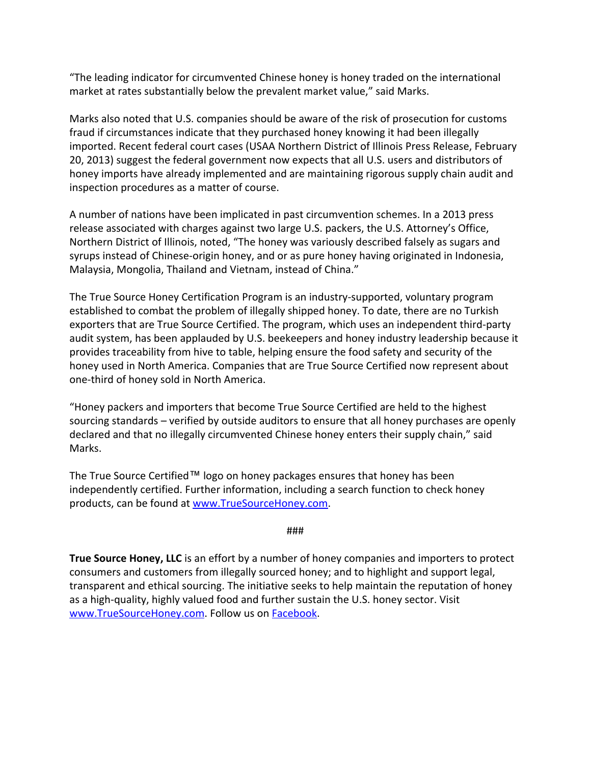"The leading indicator for circumvented Chinese honey is honey traded on the international market at rates substantially below the prevalent market value," said Marks.

Marks also noted that U.S. companies should be aware of the risk of prosecution for customs fraud if circumstances indicate that they purchased honey knowing it had been illegally imported. Recent federal court cases (USAA Northern District of Illinois Press Release, February 20, 2013) suggest the federal government now expects that all U.S. users and distributors of honey imports have already implemented and are maintaining rigorous supply chain audit and inspection procedures as a matter of course.

A number of nations have been implicated in past circumvention schemes. In a 2013 press release associated with charges against two large U.S. packers, the U.S. Attorney's Office, Northern District of Illinois, noted, "The honey was variously described falsely as sugars and syrups instead of Chinese-origin honey, and or as pure honey having originated in Indonesia, Malaysia, Mongolia, Thailand and Vietnam, instead of China."

The True Source Honey Certification Program is an industry-supported, voluntary program established to combat the problem of illegally shipped honey. To date, there are no Turkish exporters that are True Source Certified. The program, which uses an independent third-party audit system, has been applauded by U.S. beekeepers and honey industry leadership because it provides traceability from hive to table, helping ensure the food safety and security of the honey used in North America. Companies that are True Source Certified now represent about one-third of honey sold in North America.

"Honey packers and importers that become True Source Certified are held to the highest sourcing standards – verified by outside auditors to ensure that all honey purchases are openly declared and that no illegally circumvented Chinese honey enters their supply chain," said Marks.

The True Source Certified™ logo on honey packages ensures that honey has been independently certified. Further information, including a search function to check honey products, can be found at [www.TrueSourceHoney.com](http://www.TrueSourceHoney.com).

###

**True Source Honey, LLC** is an effort by a number of honey companies and importers to protect consumers and customers from illegally sourced honey; and to highlight and support legal, transparent and ethical sourcing. The initiative seeks to help maintain the reputation of honey as a high-quality, highly valued food and further sustain the U.S. honey sector. Visit [www.TrueSourceHoney.com](http://www.TrueSourceHoney.com). Follow us on Facebook.